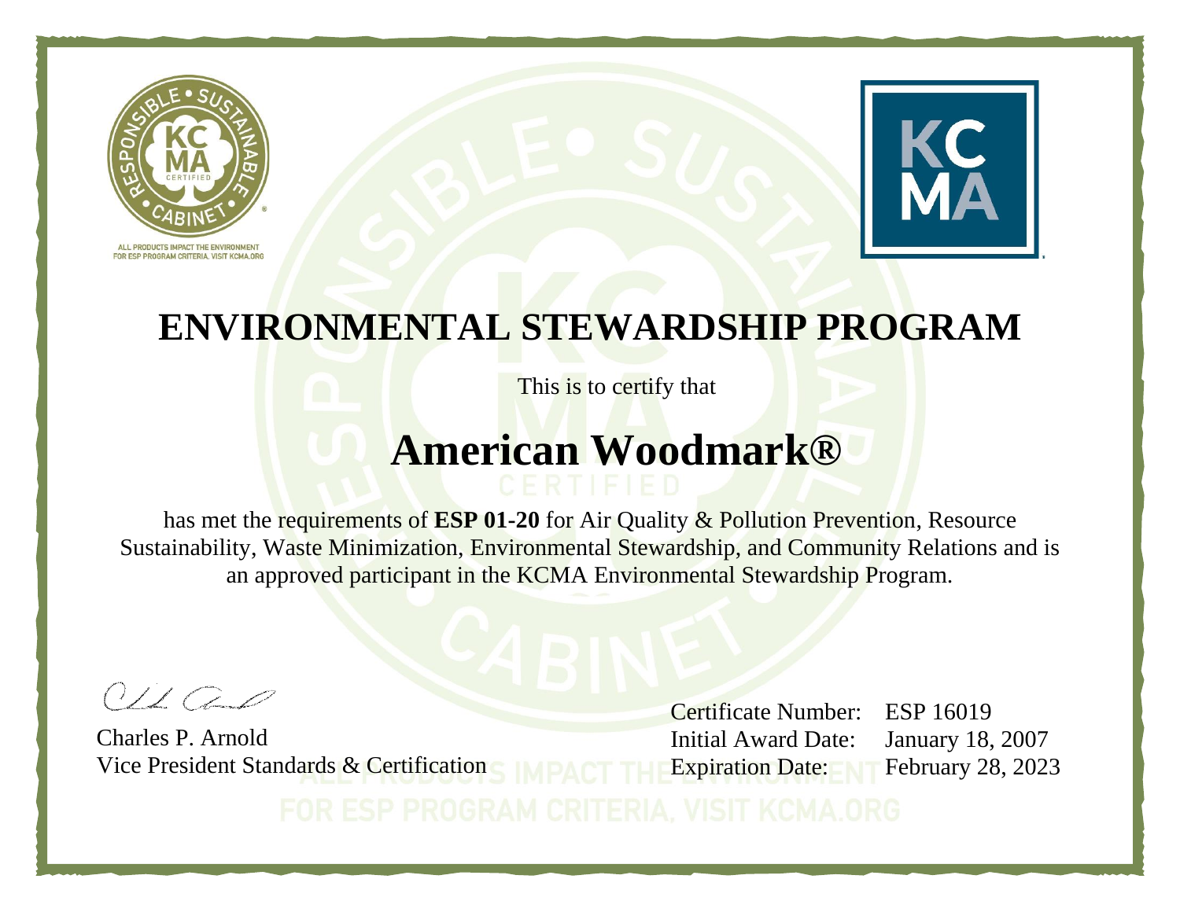ALL PRODUCTS IMPACT THE ENVIRONMENT
FOR ESP PROGRAM CRITERIA, VISIT KCMA.ORG

# ENVIRONMENTAL STEWARDSHIP PROGRAM

This is to certify that

## American Woodmark®

has met the requirements of **ESP 01-20** for Air Quality & Pollution Prevention, Resource Sustainability, Waste Minimization, Environmental Stewardship, and Community Relations and is an approved participant in the KCMA Environmental Stewardship Program.

Charles P. Arnold
Vice President Standards & Certification

Certificate Number: ESP 16019
Initial Award Date: January 18, 2007
Expiration Date: February 28, 2023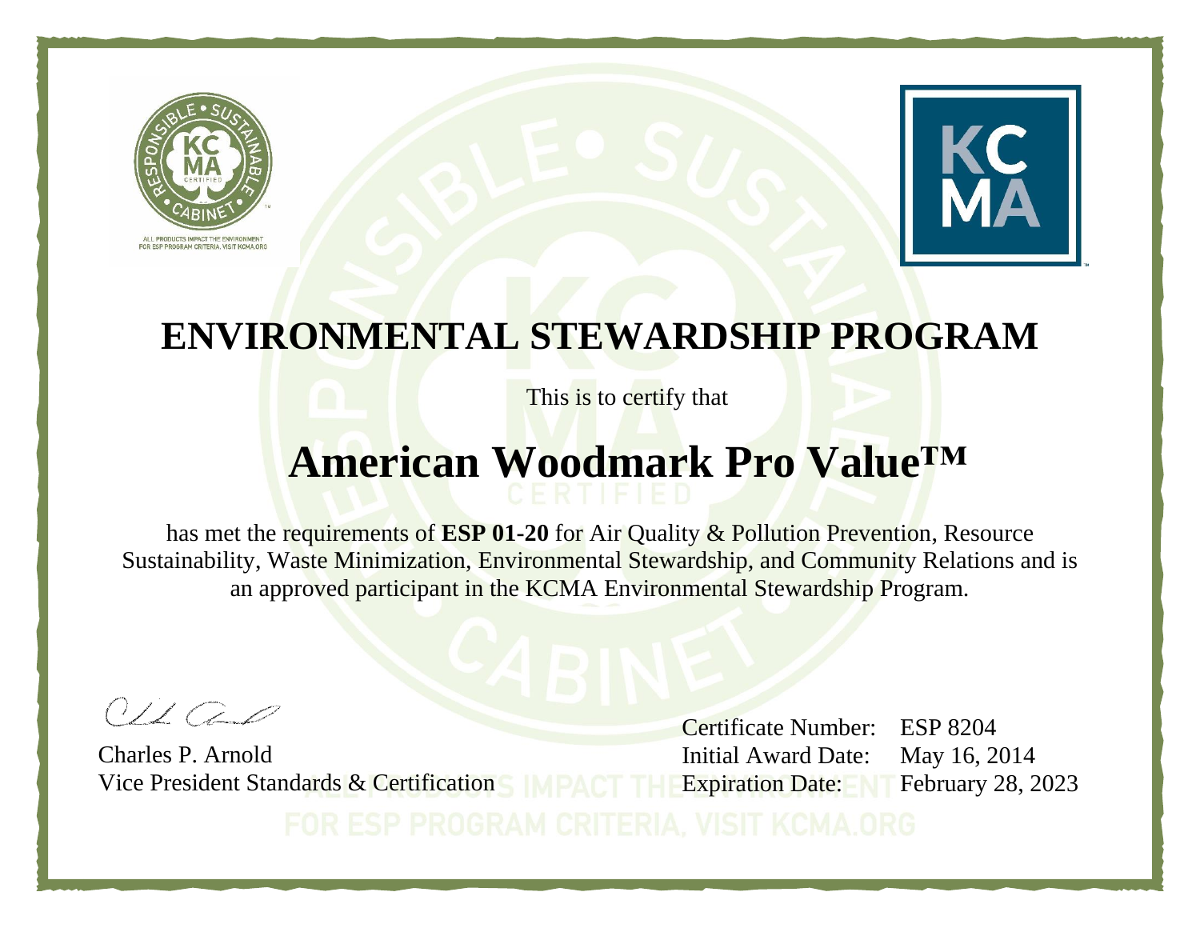ALL PRODUCTS IMPACT THE ENVIRONMENT
FOR ESP PROGRAM CRITERIA, VISIT KCMA.ORG

# ENVIRONMENTAL STEWARDSHIP PROGRAM

This is to certify that

## American Woodmark Pro Value™

has met the requirements of **ESP 01-20** for Air Quality & Pollution Prevention, Resource Sustainability, Waste Minimization, Environmental Stewardship, and Community Relations and is an approved participant in the KCMA Environmental Stewardship Program.

Charles P. Arnold
Vice President Standards & Certification

Certificate Number: ESP 8204
Initial Award Date: May 16, 2014
Expiration Date: February 28, 2023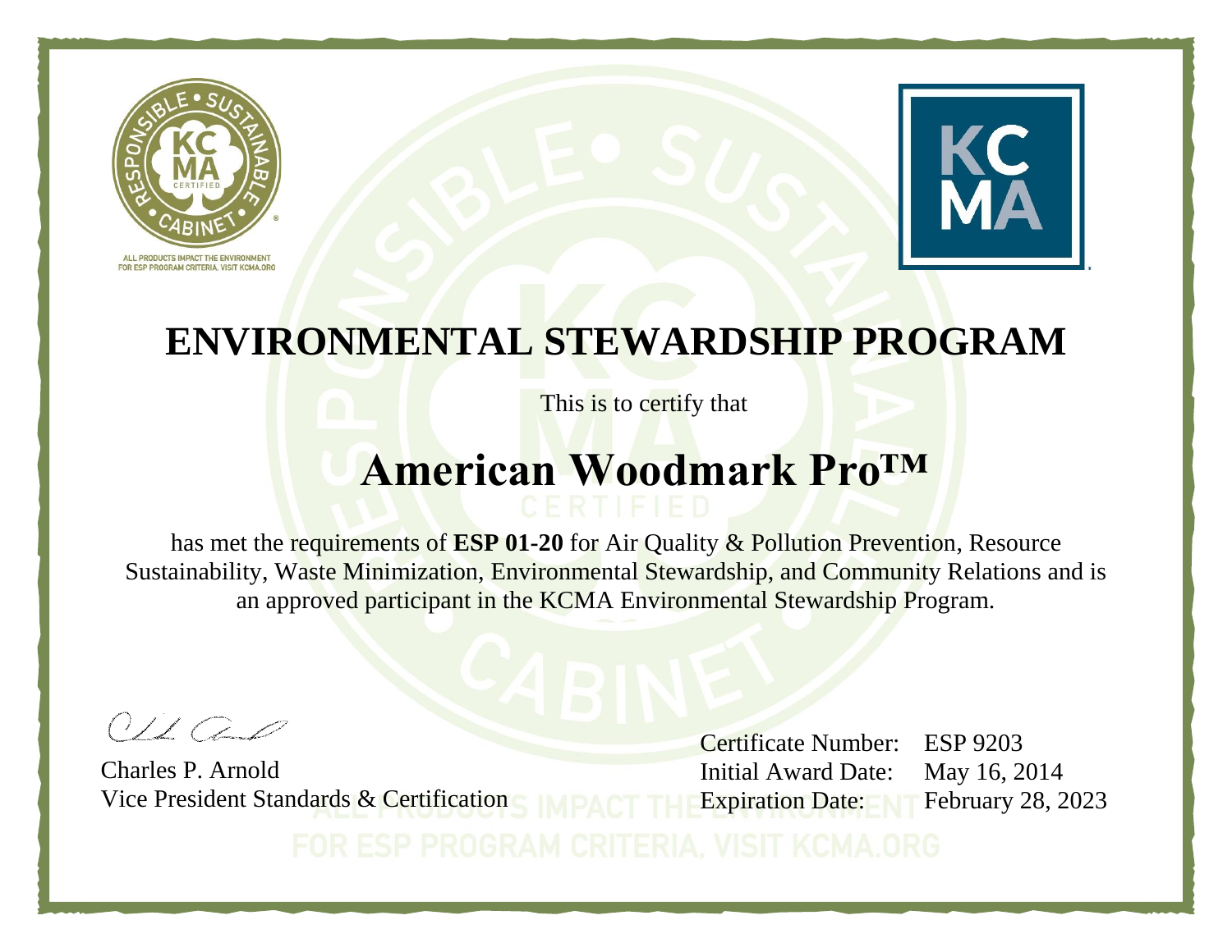ALL PRODUCTS IMPACT THE ENVIRONMENT
FOR ESP PROGRAM CRITERIA, VISIT KCMA.ORG

# ENVIRONMENTAL STEWARDSHIP PROGRAM

This is to certify that

## American Woodmark Pro™

has met the requirements of **ESP 01-20** for Air Quality & Pollution Prevention, Resource Sustainability, Waste Minimization, Environmental Stewardship, and Community Relations and is an approved participant in the KCMA Environmental Stewardship Program.

Charles P. Arnold
Vice President Standards & Certification

Certificate Number: ESP 9203
Initial Award Date: May 16, 2014
Expiration Date: February 28, 2023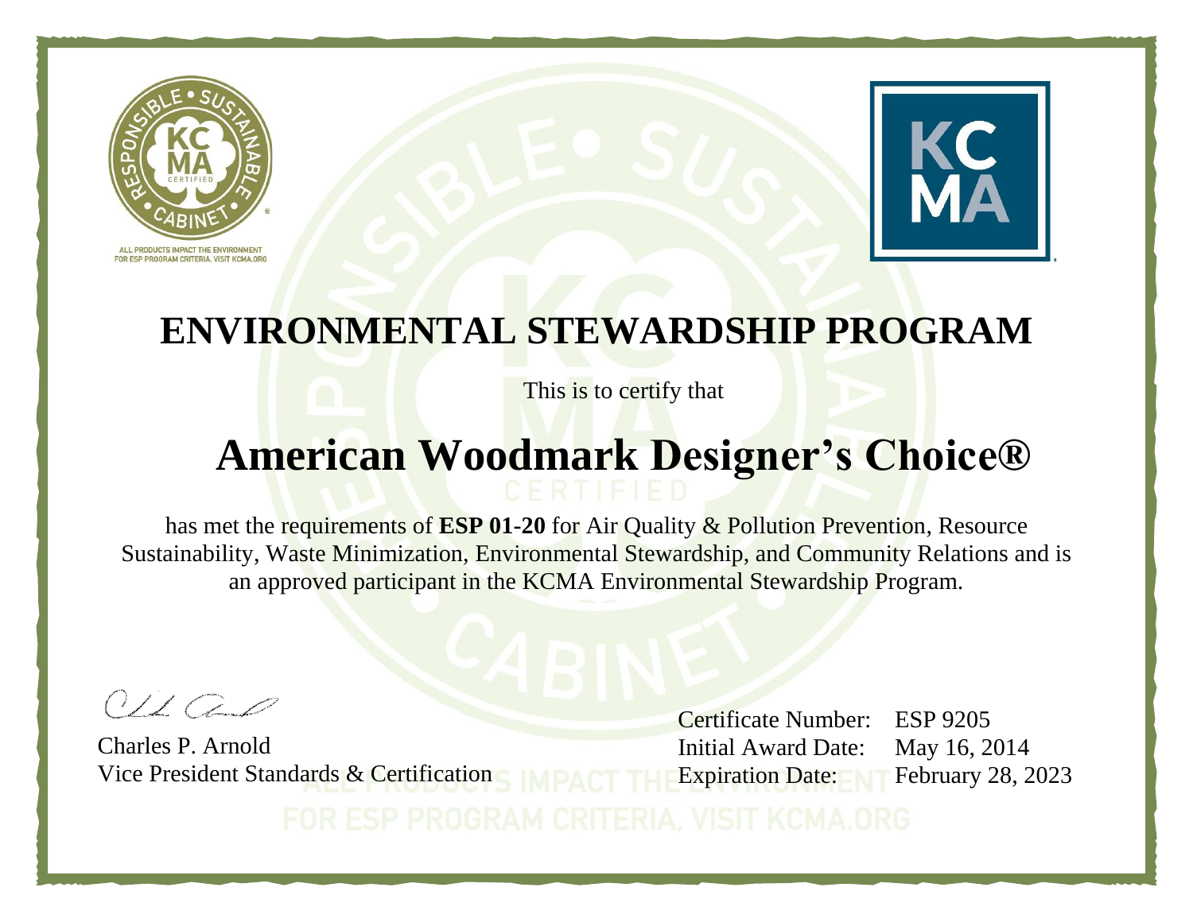ALL PRODUCTS IMPACT THE ENVIRONMENT
FOR ESP PROGRAM CRITERIA, VISIT KCMA.ORG

# ENVIRONMENTAL STEWARDSHIP PROGRAM

This is to certify that

## American Woodmark Designer's Choice®

has met the requirements of **ESP 01-20** for Air Quality & Pollution Prevention, Resource Sustainability, Waste Minimization, Environmental Stewardship, and Community Relations and is an approved participant in the KCMA Environmental Stewardship Program.

Charles P. Arnold
Vice President Standards & Certification

Certificate Number: ESP 9205
Initial Award Date: May 16, 2014
Expiration Date: February 28, 2023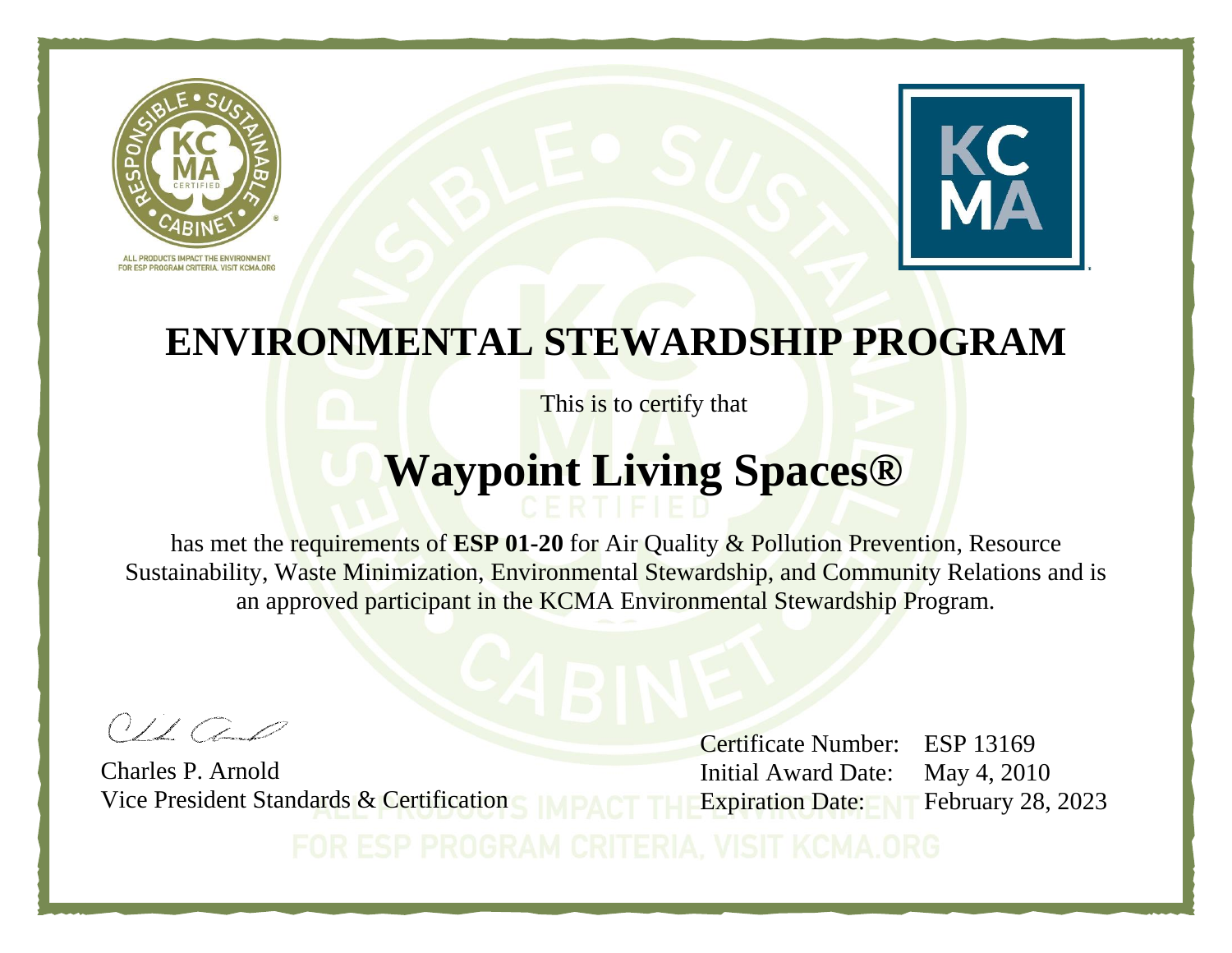RESPONSIBLE • SUSTAINABLE • CABINET
KCMA CERTIFIED

ALL PRODUCTS IMPACT THE ENVIRONMENT
FOR ESP PROGRAM CRITERIA, VISIT KCMA.ORG

KCMA

# ENVIRONMENTAL STEWARDSHIP PROGRAM

This is to certify that

## Waypoint Living Spaces®

has met the requirements of **ESP 01-20** for Air Quality & Pollution Prevention, Resource Sustainability, Waste Minimization, Environmental Stewardship, and Community Relations and is an approved participant in the KCMA Environmental Stewardship Program.

Charles P. Arnold
Vice President Standards & Certification

Certificate Number: ESP 13169
Initial Award Date: May 4, 2010
Expiration Date: February 28, 2023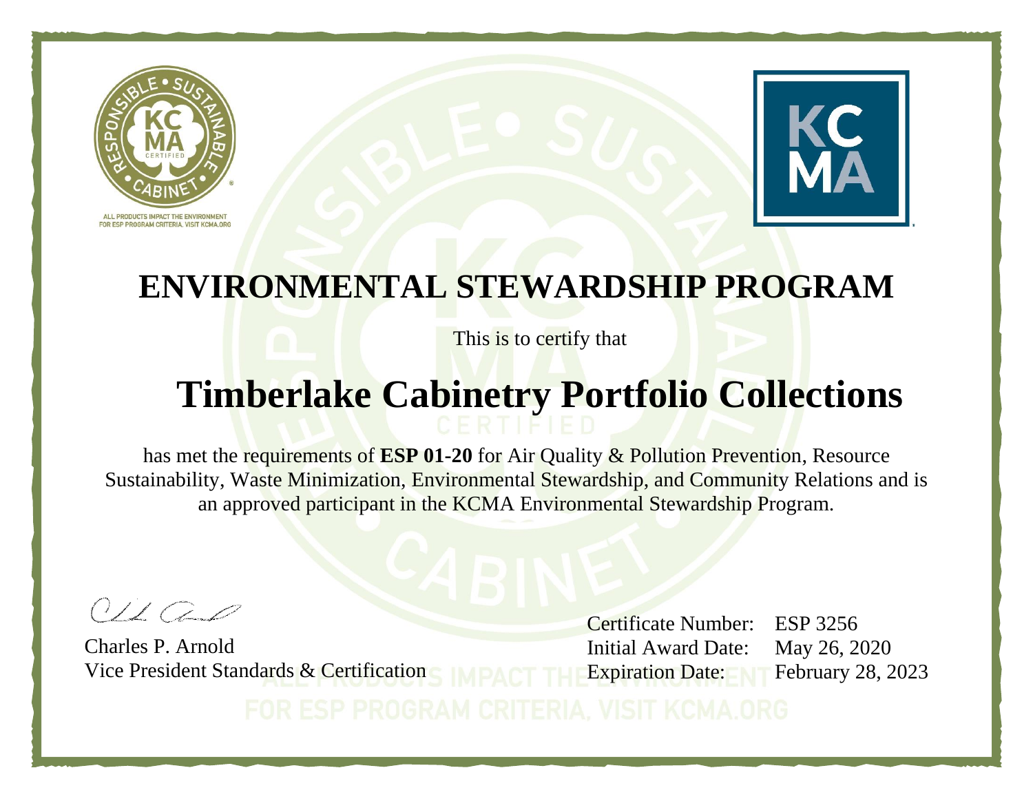ALL PRODUCTS IMPACT THE ENVIRONMENT
FOR ESP PROGRAM CRITERIA, VISIT KCMA.ORG

# ENVIRONMENTAL STEWARDSHIP PROGRAM

This is to certify that

## Timberlake Cabinetry Portfolio Collections

has met the requirements of **ESP 01-20** for Air Quality & Pollution Prevention, Resource Sustainability, Waste Minimization, Environmental Stewardship, and Community Relations and is an approved participant in the KCMA Environmental Stewardship Program.

Charles P. Arnold
Vice President Standards & Certification

Certificate Number: ESP 3256
Initial Award Date: May 26, 2020
Expiration Date: February 28, 2023

ALL PRODUCTS IMPACT THE ENVIRONMENT
FOR ESP PROGRAM CRITERIA, VISIT KCMA.ORG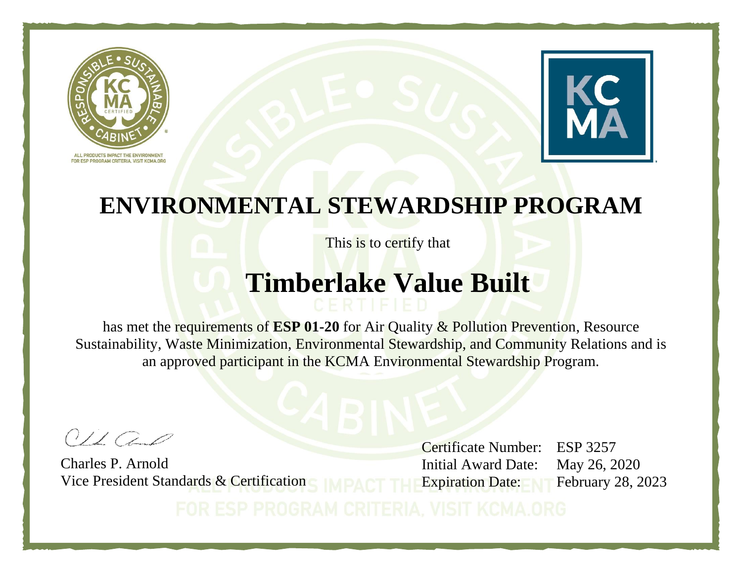ALL PRODUCTS IMPACT THE ENVIRONMENT FOR ESP PROGRAM CRITERIA, VISIT KCMA.ORG

# ENVIRONMENTAL STEWARDSHIP PROGRAM

This is to certify that

## Timberlake Value Built

has met the requirements of **ESP 01-20** for Air Quality & Pollution Prevention, Resource Sustainability, Waste Minimization, Environmental Stewardship, and Community Relations and is an approved participant in the KCMA Environmental Stewardship Program.

Charles P. Arnold
Vice President Standards & Certification

| | |
|---|---|
| Certificate Number: | ESP 3257 |
| Initial Award Date: | May 26, 2020 |
| Expiration Date: | February 28, 2023 |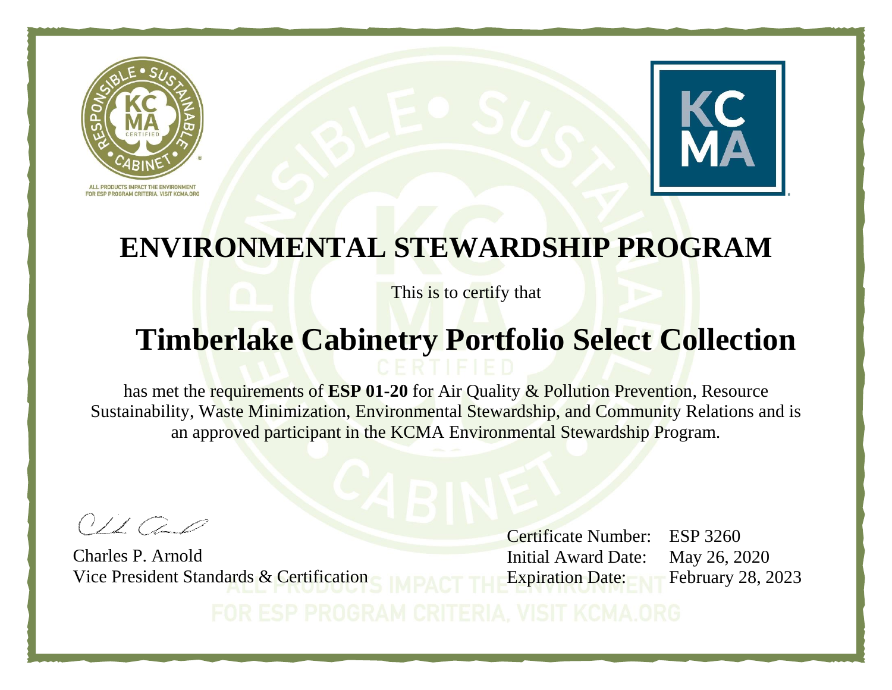# ENVIRONMENTAL STEWARDSHIP PROGRAM

This is to certify that

## Timberlake Cabinetry Portfolio Select Collection

has met the requirements of **ESP 01-20** for Air Quality & Pollution Prevention, Resource Sustainability, Waste Minimization, Environmental Stewardship, and Community Relations and is an approved participant in the KCMA Environmental Stewardship Program.

Charles P. Arnold
Vice President Standards & Certification

Certificate Number: ESP 3260
Initial Award Date: May 26, 2020
Expiration Date: February 28, 2023

ALL PRODUCTS IMPACT THE ENVIRONMENT
FOR ESP PROGRAM CRITERIA, VISIT KCMA.ORG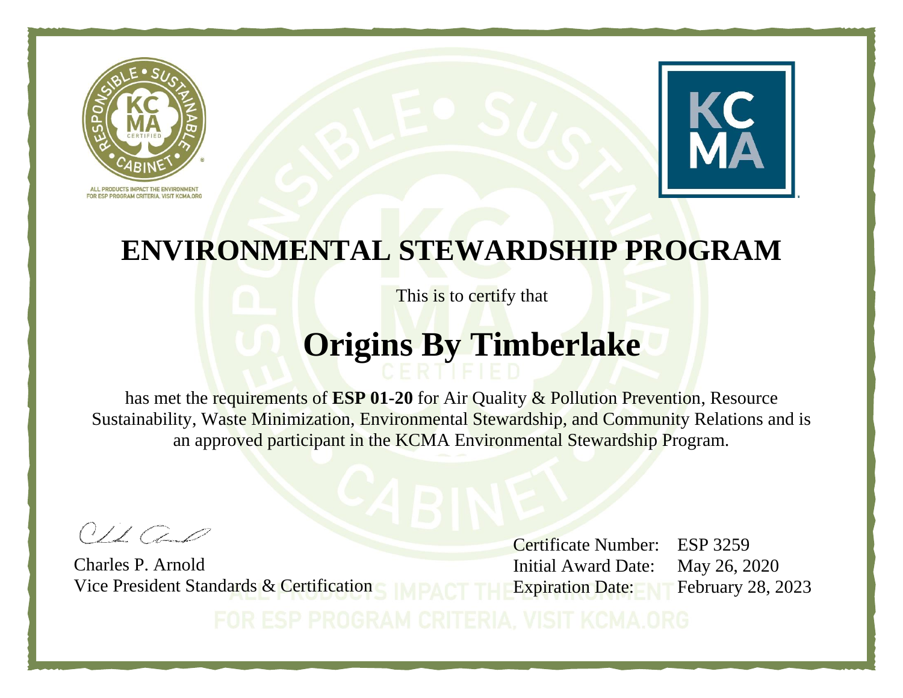ALL PRODUCTS IMPACT THE ENVIRONMENT
FOR ESP PROGRAM CRITERIA, VISIT KCMA.ORG

# ENVIRONMENTAL STEWARDSHIP PROGRAM

This is to certify that

## Origins By Timberlake

has met the requirements of **ESP 01-20** for Air Quality & Pollution Prevention, Resource Sustainability, Waste Minimization, Environmental Stewardship, and Community Relations and is an approved participant in the KCMA Environmental Stewardship Program.

Charles P. Arnold
Vice President Standards & Certification

Certificate Number: ESP 3259
Initial Award Date: May 26, 2020
Expiration Date: February 28, 2023

ALL PRODUCTS IMPACT THE ENVIRONMENT
FOR ESP PROGRAM CRITERIA, VISIT KCMA.ORG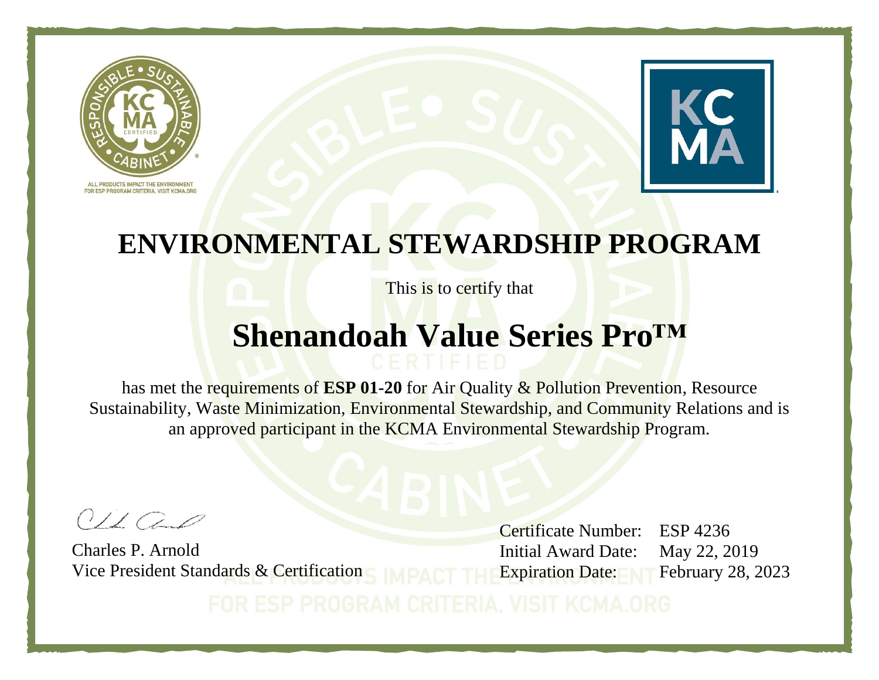ALL PRODUCTS IMPACT THE ENVIRONMENT
FOR ESP PROGRAM CRITERIA, VISIT KCMA.ORG

# ENVIRONMENTAL STEWARDSHIP PROGRAM

This is to certify that

## Shenandoah Value Series Pro™

has met the requirements of **ESP 01-20** for Air Quality & Pollution Prevention, Resource Sustainability, Waste Minimization, Environmental Stewardship, and Community Relations and is an approved participant in the KCMA Environmental Stewardship Program.

Charles P. Arnold
Vice President Standards & Certification

Certificate Number: ESP 4236
Initial Award Date: May 22, 2019
Expiration Date: February 28, 2023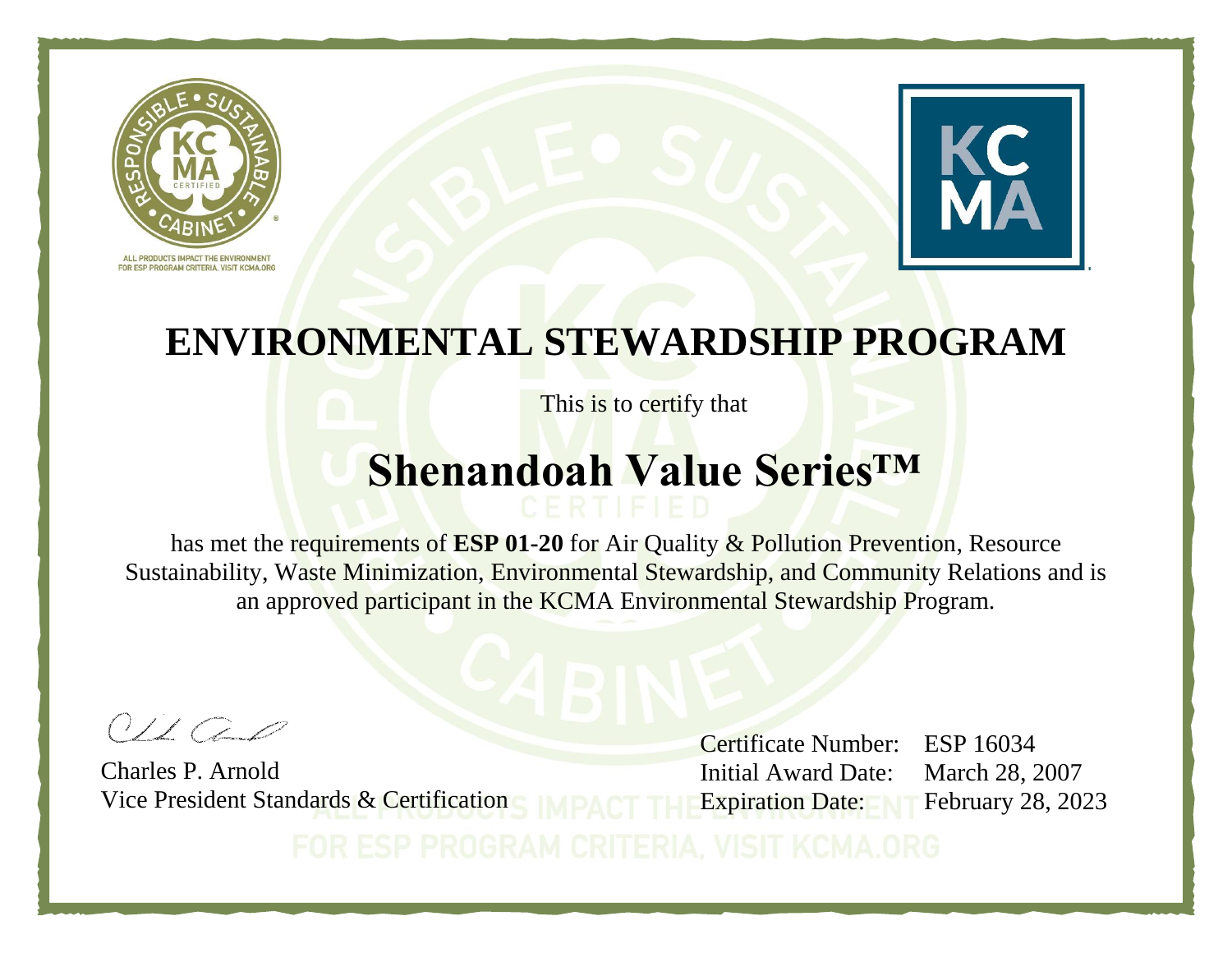ALL PRODUCTS IMPACT THE ENVIRONMENT
FOR ESP PROGRAM CRITERIA, VISIT KCMA.ORG

# ENVIRONMENTAL STEWARDSHIP PROGRAM

This is to certify that

## Shenandoah Value Series™

has met the requirements of **ESP 01-20** for Air Quality & Pollution Prevention, Resource Sustainability, Waste Minimization, Environmental Stewardship, and Community Relations and is an approved participant in the KCMA Environmental Stewardship Program.

Charles P. Arnold
Vice President Standards & Certification

Certificate Number: ESP 16034
Initial Award Date: March 28, 2007
Expiration Date: February 28, 2023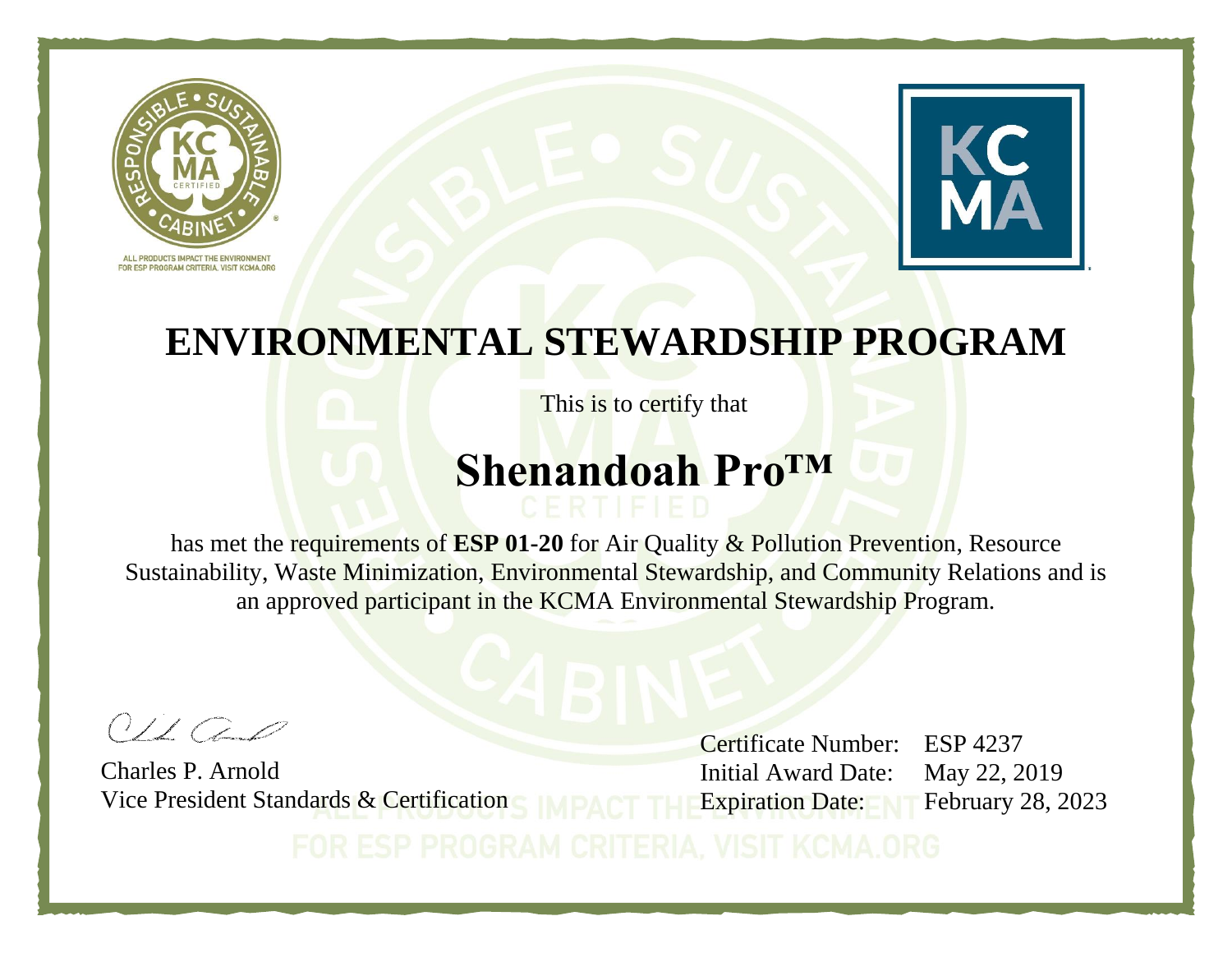ALL PRODUCTS IMPACT THE ENVIRONMENT
FOR ESP PROGRAM CRITERIA, VISIT KCMA.ORG

# ENVIRONMENTAL STEWARDSHIP PROGRAM

This is to certify that

## Shenandoah Pro™

has met the requirements of **ESP 01-20** for Air Quality & Pollution Prevention, Resource Sustainability, Waste Minimization, Environmental Stewardship, and Community Relations and is an approved participant in the KCMA Environmental Stewardship Program.

Charles P. Arnold
Vice President Standards & Certification

| | |
|---|---|
| Certificate Number: | ESP 4237 |
| Initial Award Date: | May 22, 2019 |
| Expiration Date: | February 28, 2023 |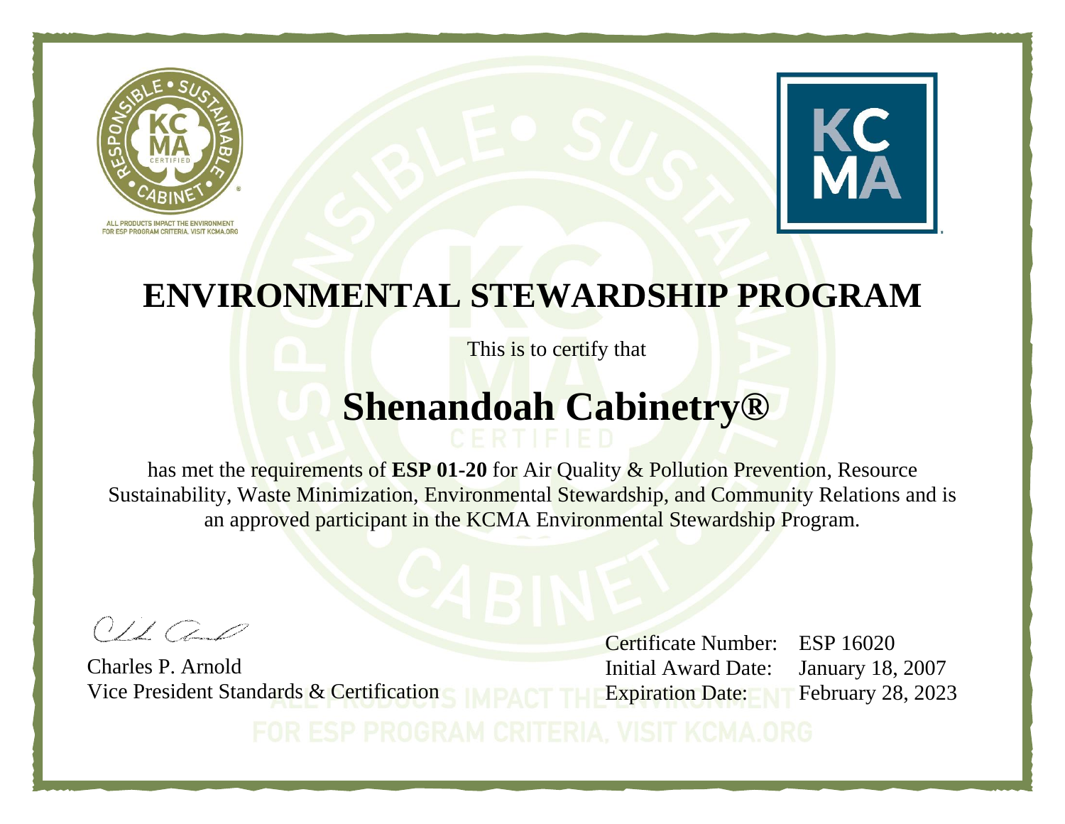ALL PRODUCTS IMPACT THE ENVIRONMENT
FOR ESP PROGRAM CRITERIA, VISIT KCMA.ORG

# ENVIRONMENTAL STEWARDSHIP PROGRAM

This is to certify that

## Shenandoah Cabinetry®

has met the requirements of **ESP 01-20** for Air Quality & Pollution Prevention, Resource Sustainability, Waste Minimization, Environmental Stewardship, and Community Relations and is an approved participant in the KCMA Environmental Stewardship Program.

Charles P. Arnold
Vice President Standards & Certification

Certificate Number: ESP 16020
Initial Award Date: January 18, 2007
Expiration Date: February 28, 2023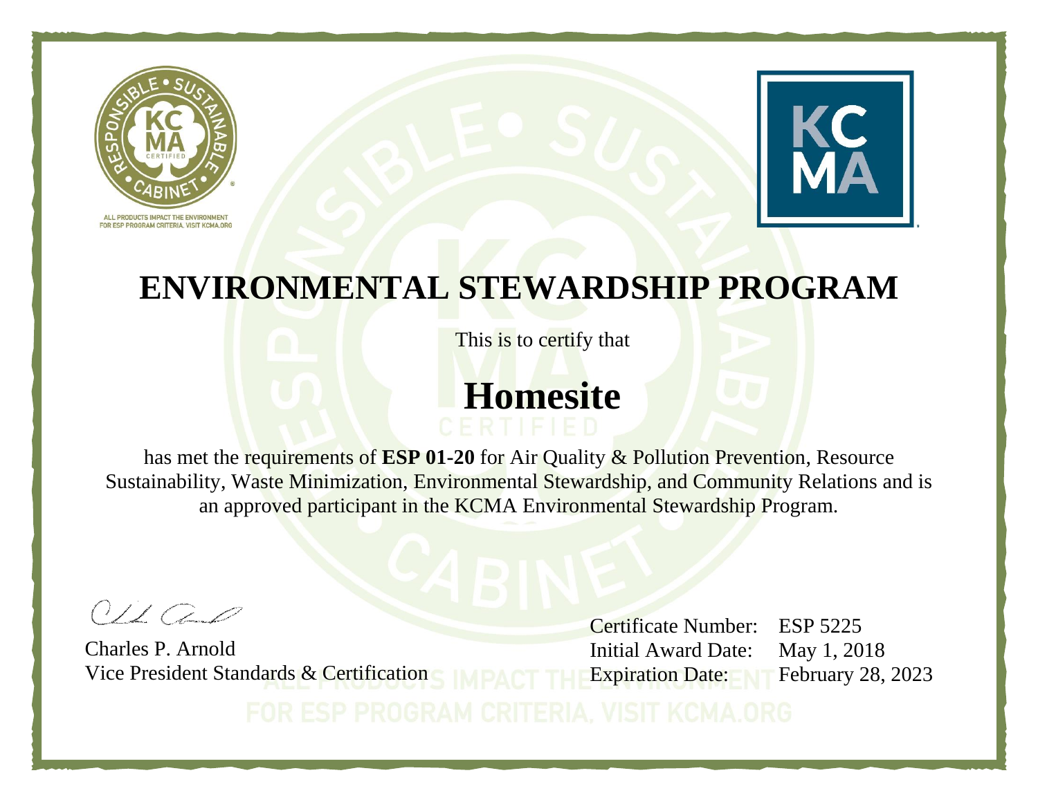ALL PRODUCTS IMPACT THE ENVIRONMENT
FOR ESP PROGRAM CRITERIA, VISIT KCMA.ORG

# ENVIRONMENTAL STEWARDSHIP PROGRAM

This is to certify that

## Homesite

has met the requirements of **ESP 01-20** for Air Quality & Pollution Prevention, Resource Sustainability, Waste Minimization, Environmental Stewardship, and Community Relations and is an approved participant in the KCMA Environmental Stewardship Program.

Charles P. Arnold
Vice President Standards & Certification

Certificate Number: ESP 5225
Initial Award Date: May 1, 2018
Expiration Date: February 28, 2023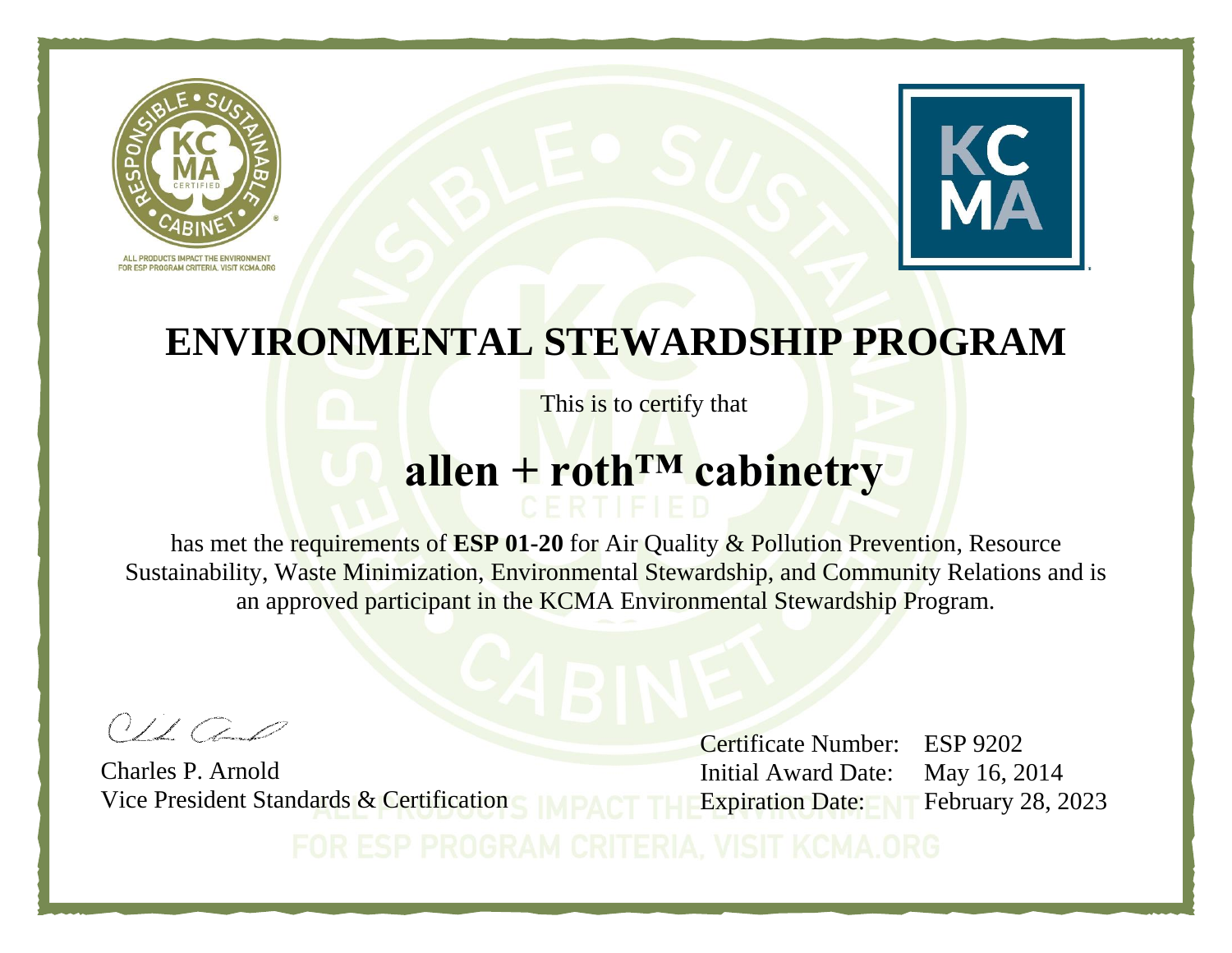ALL PRODUCTS IMPACT THE ENVIRONMENT
FOR ESP PROGRAM CRITERIA, VISIT KCMA.ORG

# ENVIRONMENTAL STEWARDSHIP PROGRAM

This is to certify that

## allen + roth™ cabinetry

has met the requirements of **ESP 01-20** for Air Quality & Pollution Prevention, Resource Sustainability, Waste Minimization, Environmental Stewardship, and Community Relations and is an approved participant in the KCMA Environmental Stewardship Program.

Charles P. Arnold
Vice President Standards & Certification

Certificate Number: ESP 9202
Initial Award Date: May 16, 2014
Expiration Date: February 28, 2023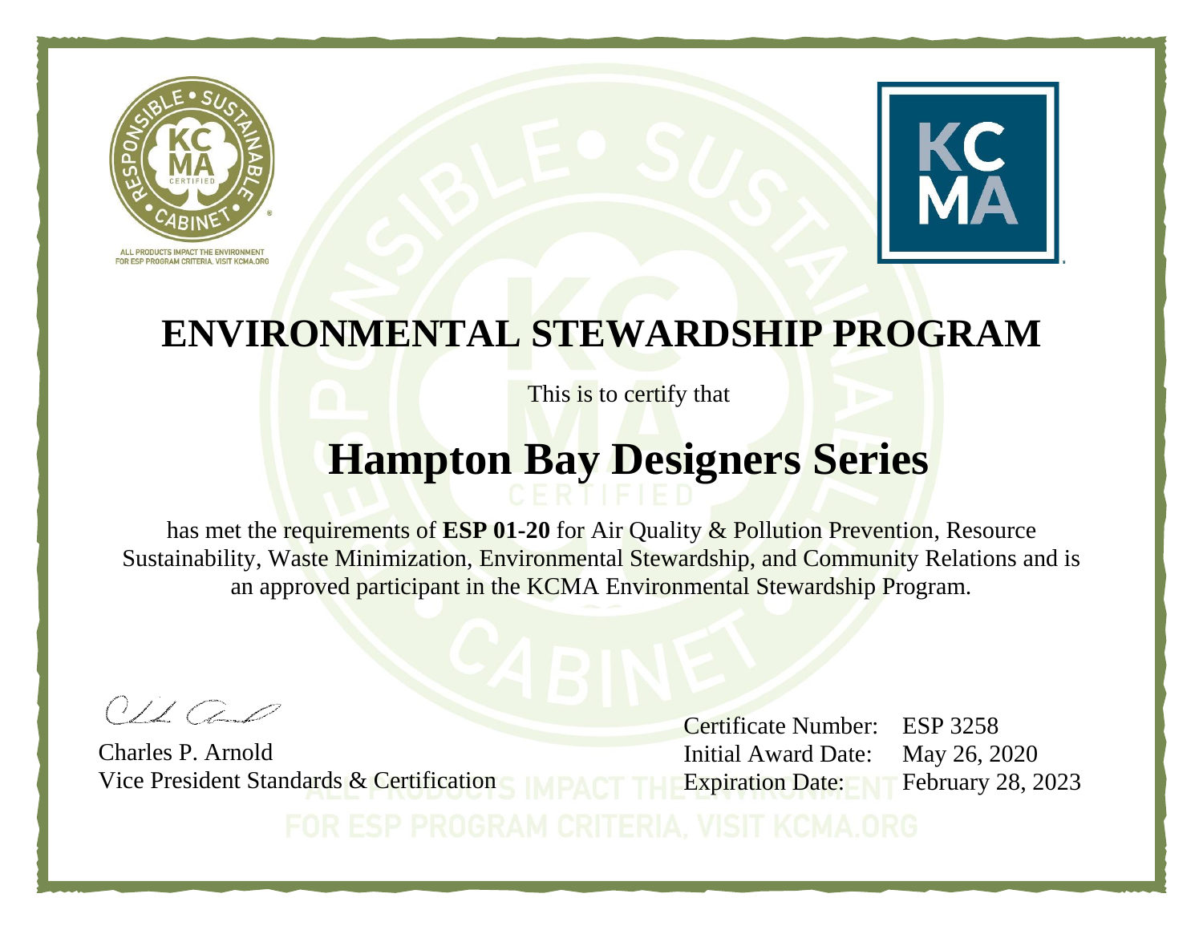# ENVIRONMENTAL STEWARDSHIP PROGRAM

This is to certify that

## Hampton Bay Designers Series

has met the requirements of **ESP 01-20** for Air Quality & Pollution Prevention, Resource Sustainability, Waste Minimization, Environmental Stewardship, and Community Relations and is an approved participant in the KCMA Environmental Stewardship Program.

Charles P. Arnold
Vice President Standards & Certification

Certificate Number: ESP 3258
Initial Award Date: May 26, 2020
Expiration Date: February 28, 2023

ALL PRODUCTS IMPACT THE ENVIRONMENT
FOR ESP PROGRAM CRITERIA, VISIT KCMA.ORG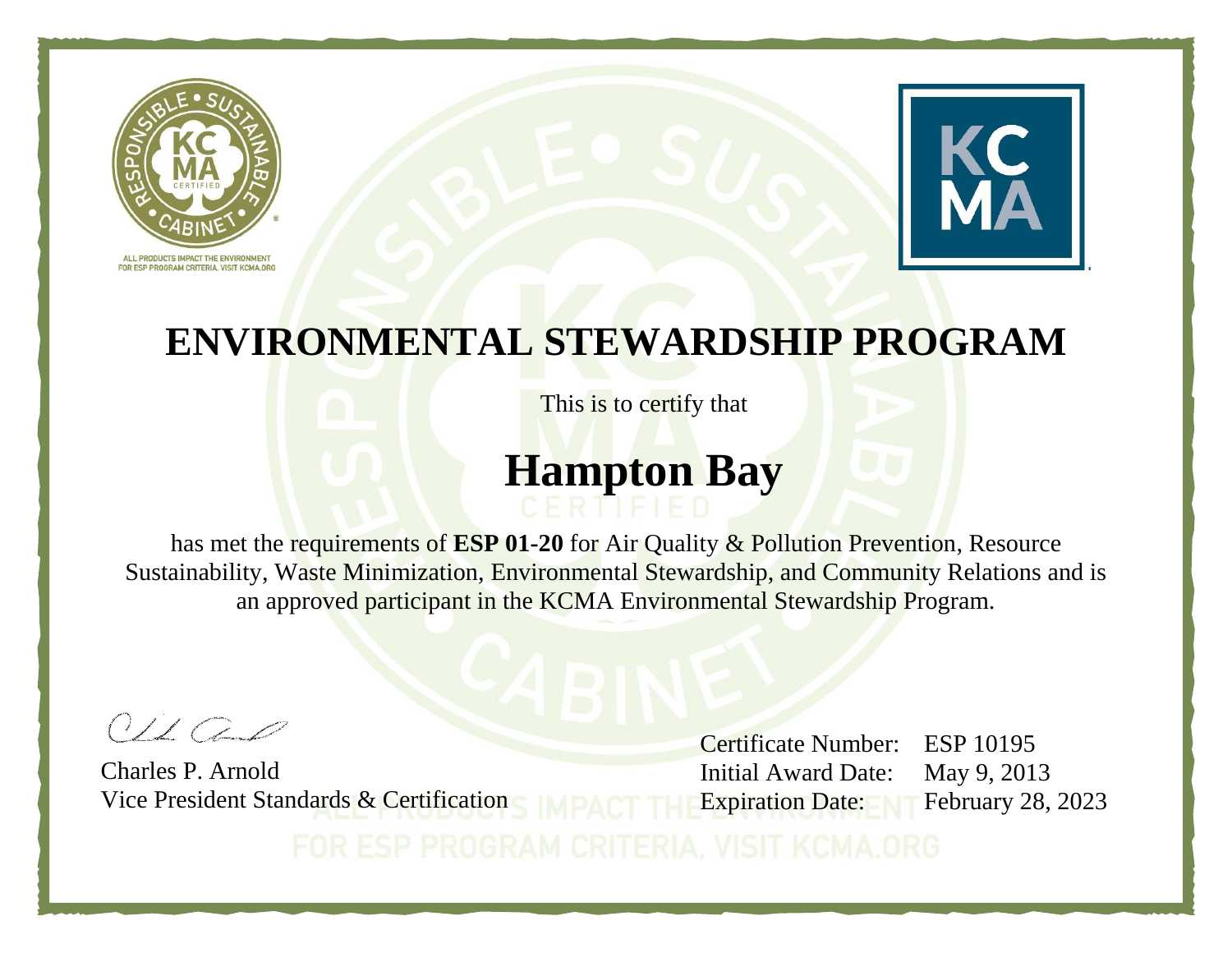ALL PRODUCTS IMPACT THE ENVIRONMENT
FOR ESP PROGRAM CRITERIA, VISIT KCMA.ORG

# ENVIRONMENTAL STEWARDSHIP PROGRAM

This is to certify that

## Hampton Bay

has met the requirements of **ESP 01-20** for Air Quality & Pollution Prevention, Resource Sustainability, Waste Minimization, Environmental Stewardship, and Community Relations and is an approved participant in the KCMA Environmental Stewardship Program.

Charles P. Arnold
Vice President Standards & Certification

Certificate Number: ESP 10195
Initial Award Date: May 9, 2013
Expiration Date: February 28, 2023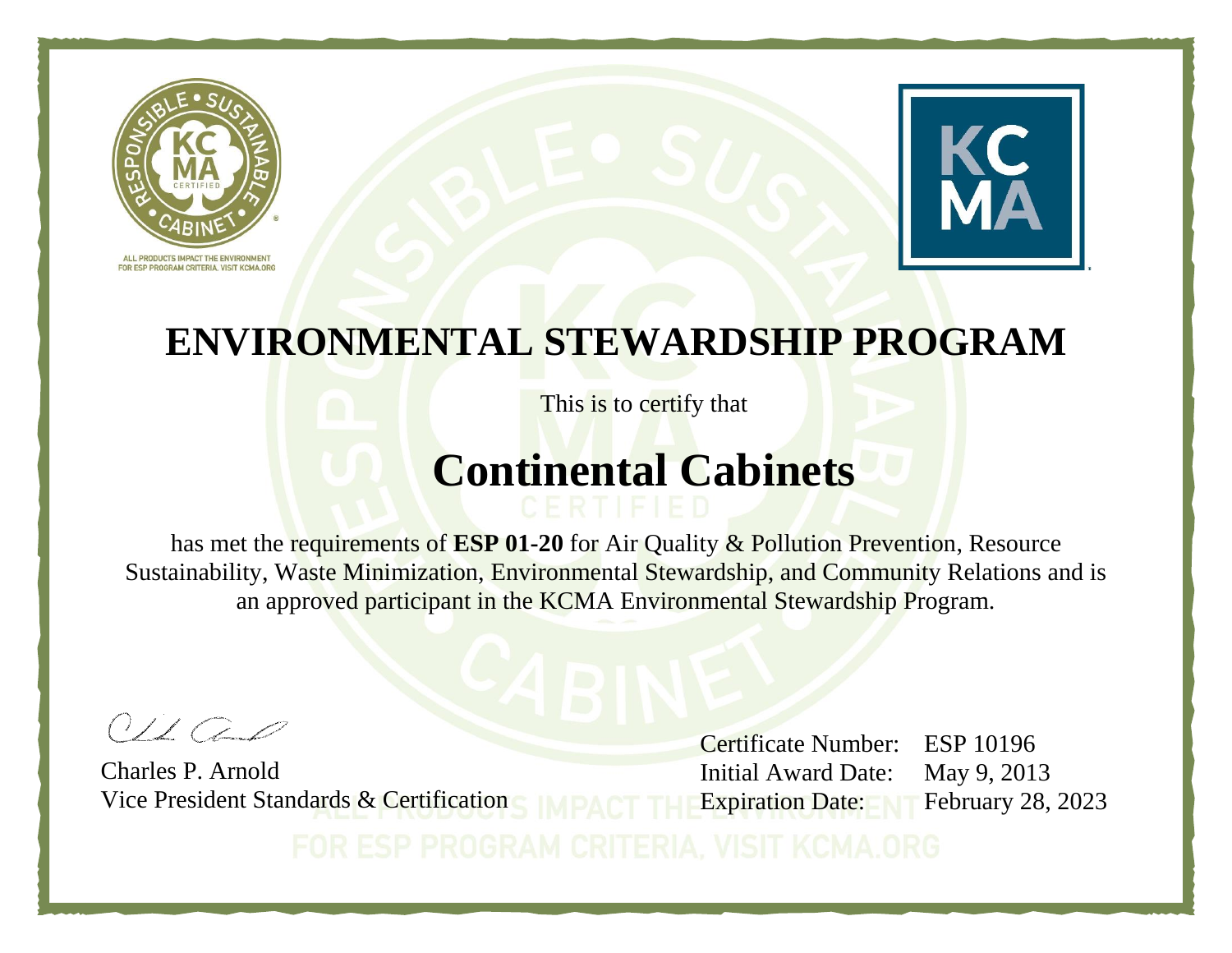ALL PRODUCTS IMPACT THE ENVIRONMENT
FOR ESP PROGRAM CRITERIA, VISIT KCMA.ORG

# ENVIRONMENTAL STEWARDSHIP PROGRAM

This is to certify that

## Continental Cabinets

has met the requirements of **ESP 01-20** for Air Quality & Pollution Prevention, Resource Sustainability, Waste Minimization, Environmental Stewardship, and Community Relations and is an approved participant in the KCMA Environmental Stewardship Program.

Charles P. Arnold
Vice President Standards & Certification

| | |
|---|---|
| Certificate Number: | ESP 10196 |
| Initial Award Date: | May 9, 2013 |
| Expiration Date: | February 28, 2023 |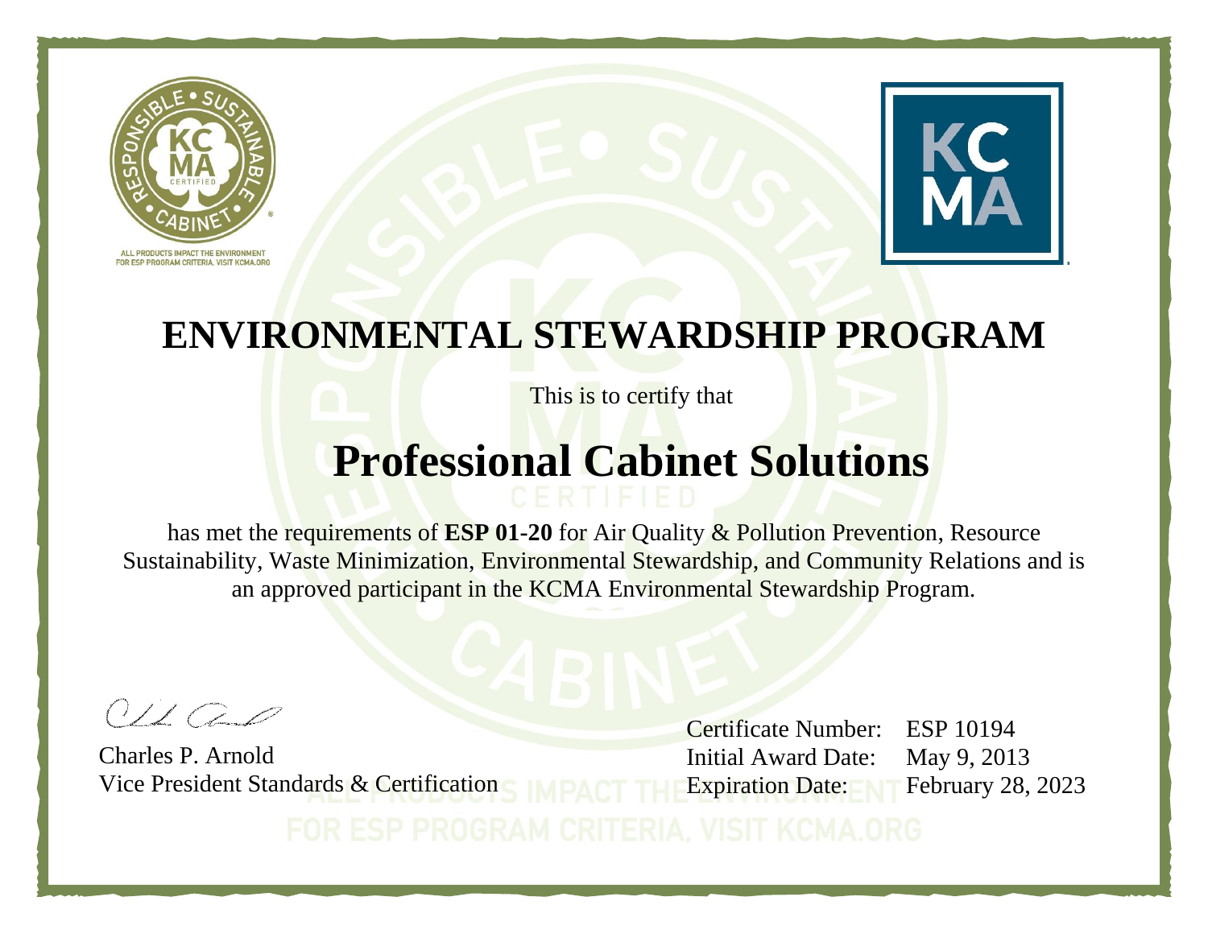# ENVIRONMENTAL STEWARDSHIP PROGRAM

This is to certify that

## Professional Cabinet Solutions

has met the requirements of **ESP 01-20** for Air Quality & Pollution Prevention, Resource Sustainability, Waste Minimization, Environmental Stewardship, and Community Relations and is an approved participant in the KCMA Environmental Stewardship Program.

Charles P. Arnold
Vice President Standards & Certification

| | |
|---|---|
| Certificate Number: | ESP 10194 |
| Initial Award Date: | May 9, 2013 |
| Expiration Date: | February 28, 2023 |

ALL PRODUCTS IMPACT THE ENVIRONMENT
FOR ESP PROGRAM CRITERIA, VISIT KCMA.ORG